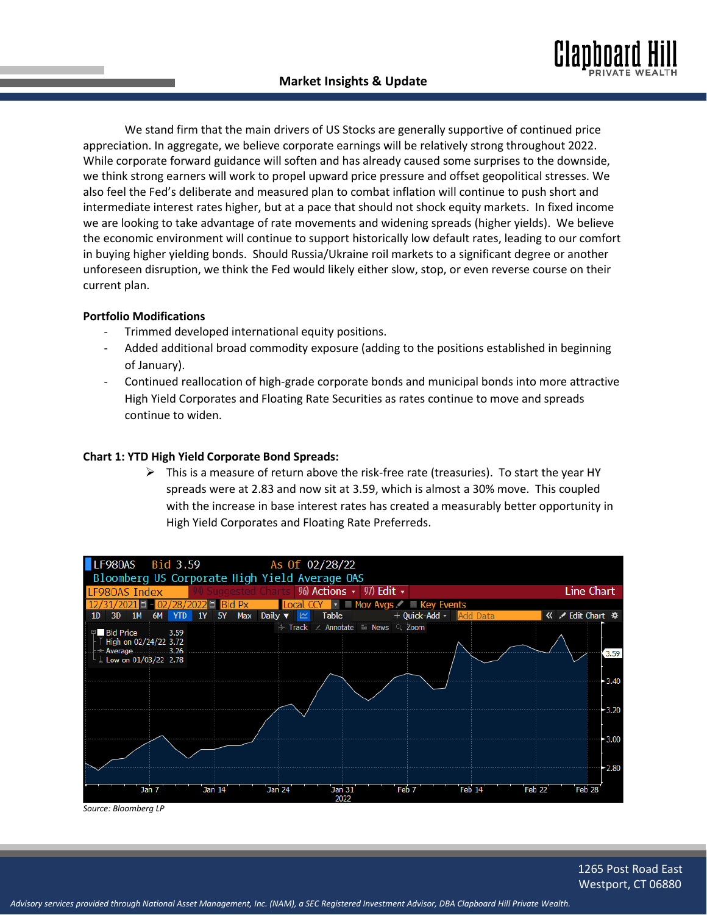# Market Insights & Update

We stand firm that the main drivers of US Stocks are generally supportive of continued price appreciation. In aggregate, we believe corporate earnings will be relatively strong throughout 2022. While corporate forward guidance will soften and has already caused some surprises to the downside, we think strong earners will work to propel upward price pressure and offset geopolitical stresses. We also feel the Fed's deliberate and measured plan to combat inflation will continue to push short and intermediate interest rates higher, but at a pace that should not shock equity markets. In fixed income we are looking to take advantage of rate movements and widening spreads (higher yields). We believe the economic environment will continue to support historically low default rates, leading to our comfort in buying higher yielding bonds. Should Russia/Ukraine roil markets to a significant degree or another unforeseen disruption, we think the Fed would likely either slow, stop, or even reverse course on their current plan.

**Portfolio Modifications**

- Trimmed developed international equity positions.
- Added additional broad commodity exposure (adding to the positions established in beginning of January).
- Continued reallocation of high-grade corporate bonds and municipal bonds into more attractive High Yield Corporates and Floating Rate Securities as rates continue to move and spreads continue to widen.

**Chart 1: YTD High Yield Corporate Bond Spreads:**

- This is a measure of return above the risk-free rate (treasuries). To start the year HY spreads were at 2.83 and now sit at 3.59, which is almost a 30% move. This coupled with the increase in base interest rates has created a measurably better opportunity in High Yield Corporates and Floating Rate Preferreds.

LF98OAS Bid 3.59 As Of 02/28/22
Bloomberg US Corporate High Yield Average OAS

Bid Price 3.59
High on 02/24/22 3.72
Average 3.26
Low on 01/03/22 2.78

*Source: Bloomberg LP*

1265 Post Road East
Westport, CT 06880

*Advisory services provided through National Asset Management, Inc. (NAM), a SEC Registered Investment Advisor, DBA Clapboard Hill Private Wealth.*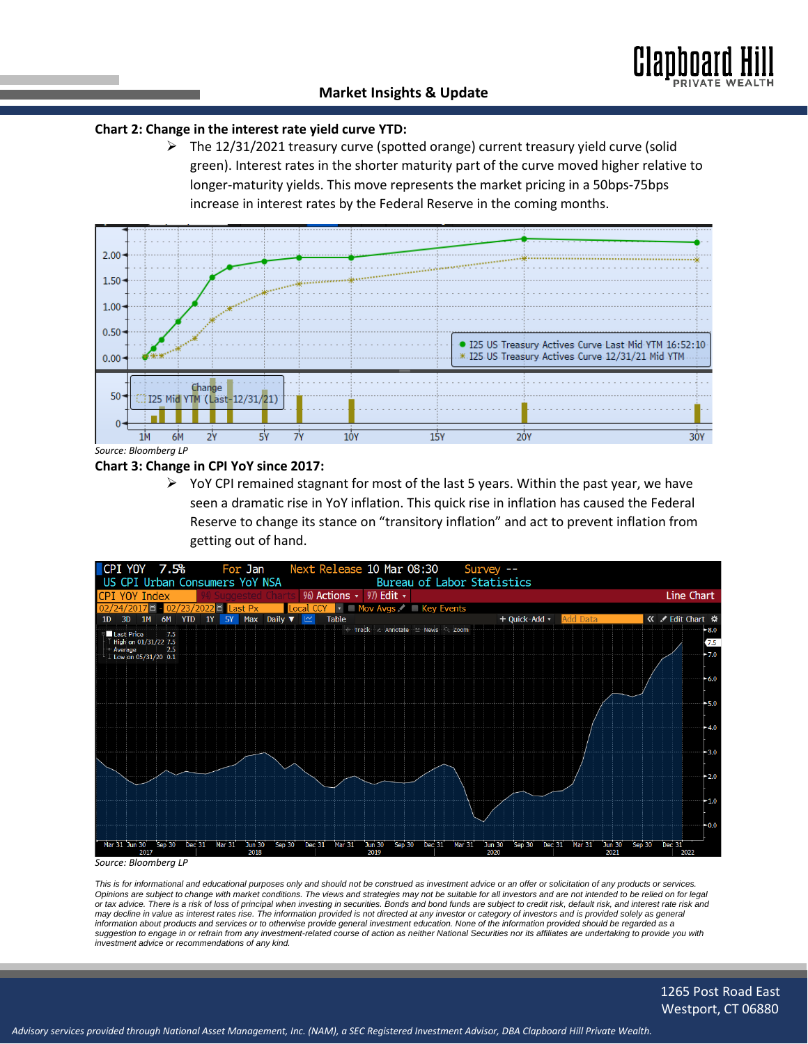## Chart 2: Change in the interest rate yield curve YTD:

- The 12/31/2021 treasury curve (spotted orange) current treasury yield curve (solid green). Interest rates in the shorter maturity part of the curve moved higher relative to longer-maturity yields. This move represents the market pricing in a 50bps-75bps increase in interest rates by the Federal Reserve in the coming months.

2.00
1.50
1.00
0.50
0.00
I25 US Treasury Actives Curve Last Mid YTM 16:52:10
I25 US Treasury Actives Curve 12/31/21 Mid YTM
50
0
Change
I25 Mid YTM (Last-12/31/21)
1M 6M 2Y 5Y 7Y 10Y 15Y 20Y 30Y

*Source: Bloomberg LP*

## Chart 3: Change in CPI YoY since 2017:

- YoY CPI remained stagnant for most of the last 5 years. Within the past year, we have seen a dramatic rise in YoY inflation. This quick rise in inflation has caused the Federal Reserve to change its stance on "transitory inflation" and act to prevent inflation from getting out of hand.

CPI YOY 7.5% For Jan Next Release 10 Mar 08:30 Survey --
US CPI Urban Consumers YoY NSA Bureau of Labor Statistics
CPI YOY Index 94) Suggested Charts 96) Actions 97) Edit Line Chart
02/24/2017 - 02/23/2022 Last Px Local CCY Mov Avgs Key Events
1D 3D 1M 6M YTD 1Y 5Y Max Daily Table + Quick-Add Add Data Edit Chart
Track Annotate News Zoom
Last Price 7.5
High on 01/31/22 7.5
Average 2.5
Low on 05/31/20 0.1
8.0 7.5 7.0 6.0 5.0 4.0 3.0 2.0 1.0 0.0
Mar 31 Jun 30 Sep 30 Dec 31 Mar 31 Jun 30 Sep 30 Dec 31 Mar 31 Jun 30 Sep 30 Dec 31 Mar 31 Jun 30 Sep 30 Dec 31 Mar 31 Jun 30 Sep 30 Dec 31
2017 2018 2019 2020 2021 2022

*Source: Bloomberg LP*

*This is for informational and educational purposes only and should not be construed as investment advice or an offer or solicitation of any products or services. Opinions are subject to change with market conditions. The views and strategies may not be suitable for all investors and are not intended to be relied on for legal or tax advice. There is a risk of loss of principal when investing in securities. Bonds and bond funds are subject to credit risk, default risk, and interest rate risk and may decline in value as interest rates rise. The information provided is not directed at any investor or category of investors and is provided solely as general information about products and services or to otherwise provide general investment education. None of the information provided should be regarded as a suggestion to engage in or refrain from any investment-related course of action as neither National Securities nor its affiliates are undertaking to provide you with investment advice or recommendations of any kind.*

1265 Post Road East
Westport, CT 06880

*Advisory services provided through National Asset Management, Inc. (NAM), a SEC Registered Investment Advisor, DBA Clapboard Hill Private Wealth.*